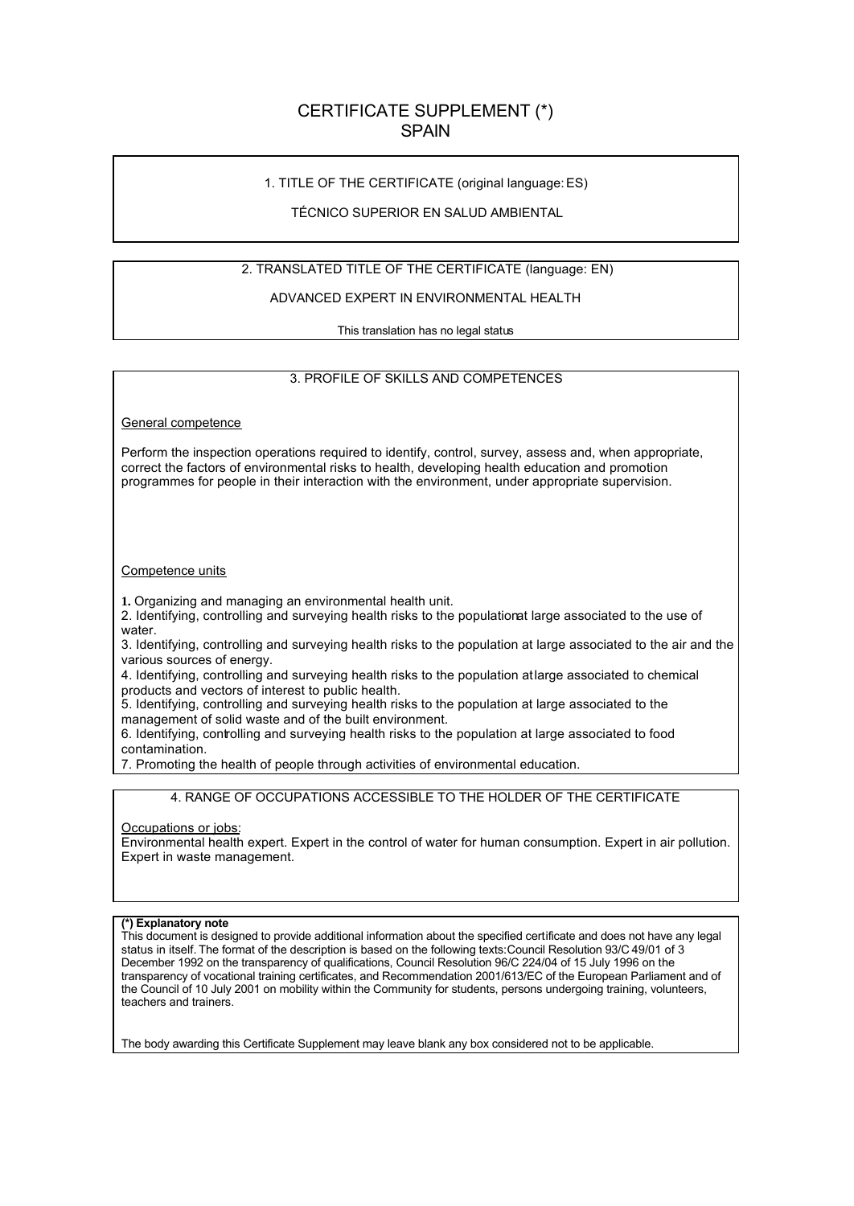# CERTIFICATE SUPPLEMENT (*)
# SPAIN

## 1. TITLE OF THE CERTIFICATE (original language: ES)

TÉCNICO SUPERIOR EN SALUD AMBIENTAL

## 2. TRANSLATED TITLE OF THE CERTIFICATE (language: EN)

ADVANCED EXPERT IN ENVIRONMENTAL HEALTH

This translation has no legal status

## 3. PROFILE OF SKILLS AND COMPETENCES

General competence

Perform the inspection operations required to identify, control, survey, assess and, when appropriate, correct the factors of environmental risks to health, developing health education and promotion programmes for people in their interaction with the environment, under appropriate supervision.

Competence units

1. Organizing and managing an environmental health unit.
2. Identifying, controlling and surveying health risks to the populationat large associated to the use of water.
3. Identifying, controlling and surveying health risks to the population at large associated to the air and the various sources of energy.
4. Identifying, controlling and surveying health risks to the population at large associated to chemical products and vectors of interest to public health.
5. Identifying, controlling and surveying health risks to the population at large associated to the management of solid waste and of the built environment.
6. Identifying, controlling and surveying health risks to the population at large associated to food contamination.
7. Promoting the health of people through activities of environmental education.

## 4. RANGE OF OCCUPATIONS ACCESSIBLE TO THE HOLDER OF THE CERTIFICATE

Occupations or jobs:
Environmental health expert. Expert in the control of water for human consumption. Expert in air pollution. Expert in waste management.

**(*) Explanatory note**
This document is designed to provide additional information about the specified certificate and does not have any legal status in itself. The format of the description is based on the following texts: Council Resolution 93/C 49/01 of 3 December 1992 on the transparency of qualifications, Council Resolution 96/C 224/04 of 15 July 1996 on the transparency of vocational training certificates, and Recommendation 2001/613/EC of the European Parliament and of the Council of 10 July 2001 on mobility within the Community for students, persons undergoing training, volunteers, teachers and trainers.

The body awarding this Certificate Supplement may leave blank any box considered not to be applicable.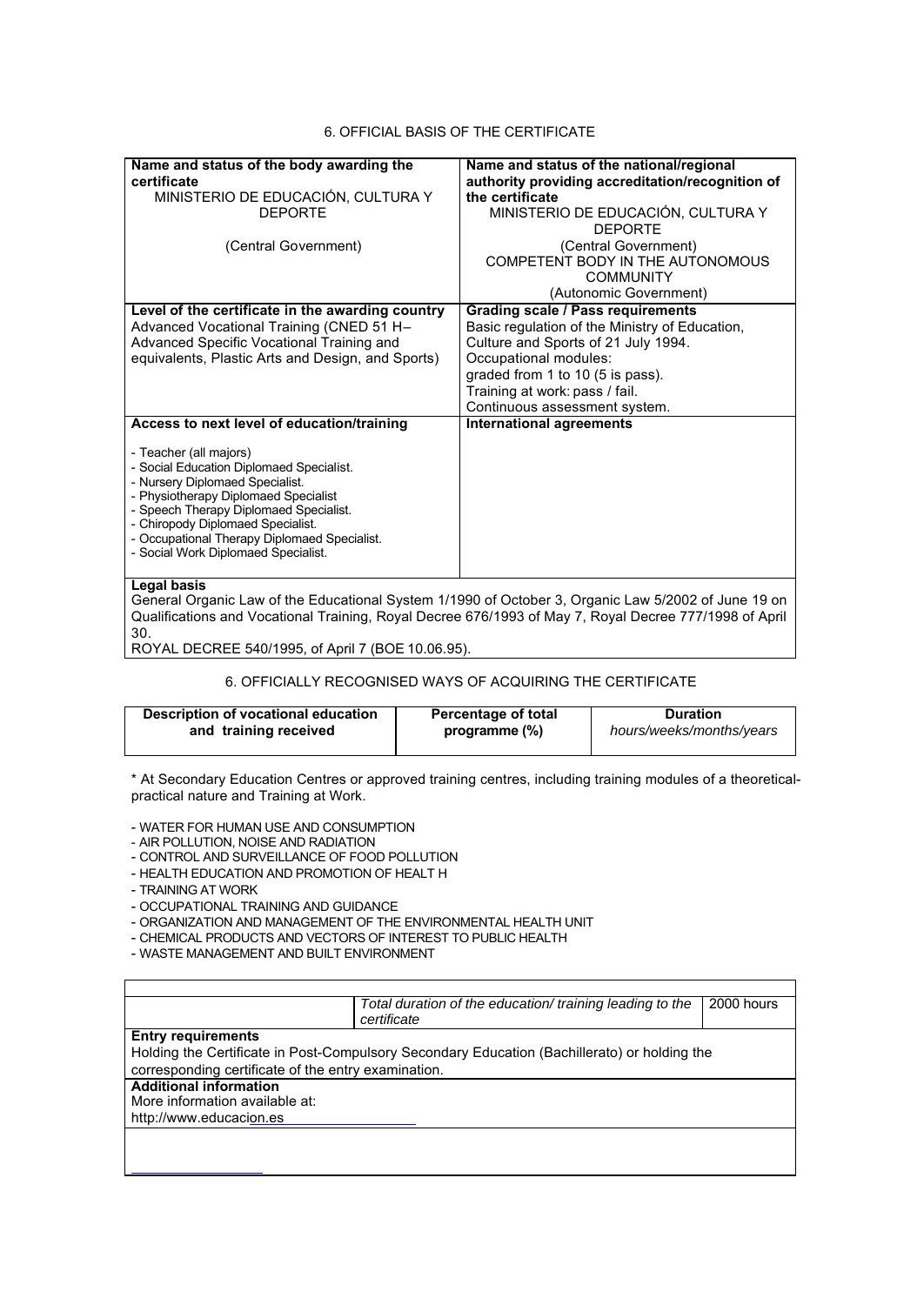## 6. OFFICIAL BASIS OF THE CERTIFICATE

| | |
|---|---|
| **Name and status of the body awarding the certificate**<br>MINISTERIO DE EDUCACIÓN, CULTURA Y DEPORTE<br><br>(Central Government) | **Name and status of the national/regional authority providing accreditation/recognition of the certificate**<br>MINISTERIO DE EDUCACIÓN, CULTURA Y DEPORTE<br>(Central Government)<br>COMPETENT BODY IN THE AUTONOMOUS COMMUNITY<br>(Autonomic Government) |
| **Level of the certificate in the awarding country**<br>Advanced Vocational Training (CNED 51 H– Advanced Specific Vocational Training and equivalents, Plastic Arts and Design, and Sports) | **Grading scale / Pass requirements**<br>Basic regulation of the Ministry of Education, Culture and Sports of 21 July 1994.<br>Occupational modules:<br>graded from 1 to 10 (5 is pass).<br>Training at work: pass / fail.<br>Continuous assessment system. |
| **Access to next level of education/training**<br><br>- Teacher (all majors)<br>- Social Education Diplomaed Specialist.<br>- Nursery Diplomaed Specialist.<br>- Physiotherapy Diplomaed Specialist<br>- Speech Therapy Diplomaed Specialist.<br>- Chiropody Diplomaed Specialist.<br>- Occupational Therapy Diplomaed Specialist.<br>- Social Work Diplomaed Specialist. | **International agreements** |

**Legal basis**
General Organic Law of the Educational System 1/1990 of October 3, Organic Law 5/2002 of June 19 on Qualifications and Vocational Training, Royal Decree 676/1993 of May 7, Royal Decree 777/1998 of April 30.
ROYAL DECREE 540/1995, of April 7 (BOE 10.06.95).

## 6. OFFICIALLY RECOGNISED WAYS OF ACQUIRING THE CERTIFICATE

| Description of vocational education and training received | Percentage of total programme (%) | Duration<br>*hours/weeks/months/years* |
|---|---|---|

\* At Secondary Education Centres or approved training centres, including training modules of a theoretical-practical nature and Training at Work.

- WATER FOR HUMAN USE AND CONSUMPTION
- AIR POLLUTION, NOISE AND RADIATION
- CONTROL AND SURVEILLANCE OF FOOD POLLUTION
- HEALTH EDUCATION AND PROMOTION OF HEALT H
- TRAINING AT WORK
- OCCUPATIONAL TRAINING AND GUIDANCE
- ORGANIZATION AND MANAGEMENT OF THE ENVIRONMENTAL HEALTH UNIT
- CHEMICAL PRODUCTS AND VECTORS OF INTEREST TO PUBLIC HEALTH
- WASTE MANAGEMENT AND BUILT ENVIRONMENT

| | | |
|---|---|---|
| | *Total duration of the education/ training leading to the certificate* | 2000 hours |

**Entry requirements**
Holding the Certificate in Post-Compulsory Secondary Education (Bachillerato) or holding the corresponding certificate of the entry examination.

**Additional information**
More information available at:
http://www.educacion.es